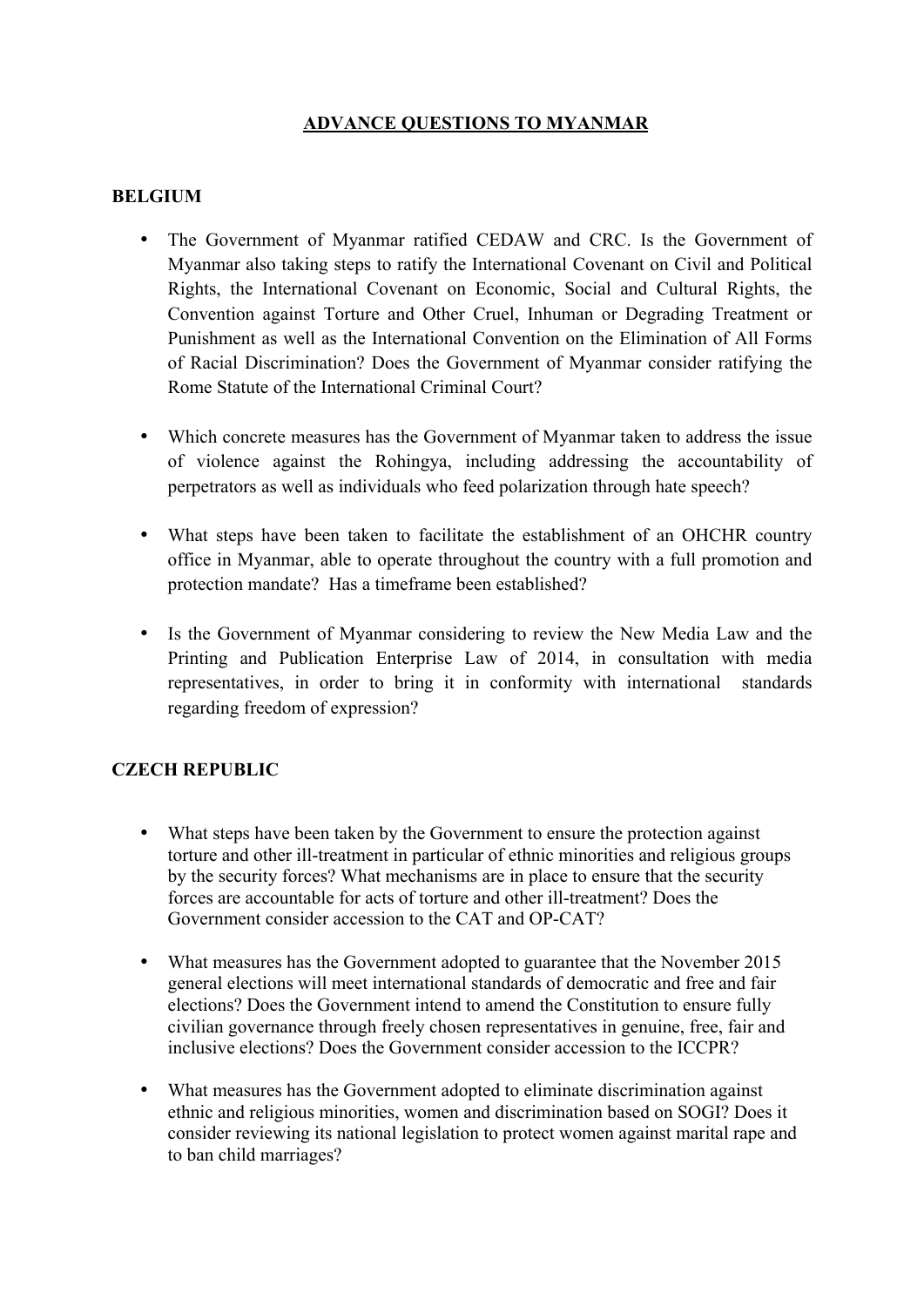# ADVANCE QUESTIONS TO MYANMAR

## BELGIUM

- The Government of Myanmar ratified CEDAW and CRC. Is the Government of Myanmar also taking steps to ratify the International Covenant on Civil and Political Rights, the International Covenant on Economic, Social and Cultural Rights, the Convention against Torture and Other Cruel, Inhuman or Degrading Treatment or Punishment as well as the International Convention on the Elimination of All Forms of Racial Discrimination? Does the Government of Myanmar consider ratifying the Rome Statute of the International Criminal Court?

- Which concrete measures has the Government of Myanmar taken to address the issue of violence against the Rohingya, including addressing the accountability of perpetrators as well as individuals who feed polarization through hate speech?

- What steps have been taken to facilitate the establishment of an OHCHR country office in Myanmar, able to operate throughout the country with a full promotion and protection mandate? Has a timeframe been established?

- Is the Government of Myanmar considering to review the New Media Law and the Printing and Publication Enterprise Law of 2014, in consultation with media representatives, in order to bring it in conformity with international standards regarding freedom of expression?

## CZECH REPUBLIC

- What steps have been taken by the Government to ensure the protection against torture and other ill-treatment in particular of ethnic minorities and religious groups by the security forces? What mechanisms are in place to ensure that the security forces are accountable for acts of torture and other ill-treatment? Does the Government consider accession to the CAT and OP-CAT?

- What measures has the Government adopted to guarantee that the November 2015 general elections will meet international standards of democratic and free and fair elections? Does the Government intend to amend the Constitution to ensure fully civilian governance through freely chosen representatives in genuine, free, fair and inclusive elections? Does the Government consider accession to the ICCPR?

- What measures has the Government adopted to eliminate discrimination against ethnic and religious minorities, women and discrimination based on SOGI? Does it consider reviewing its national legislation to protect women against marital rape and to ban child marriages?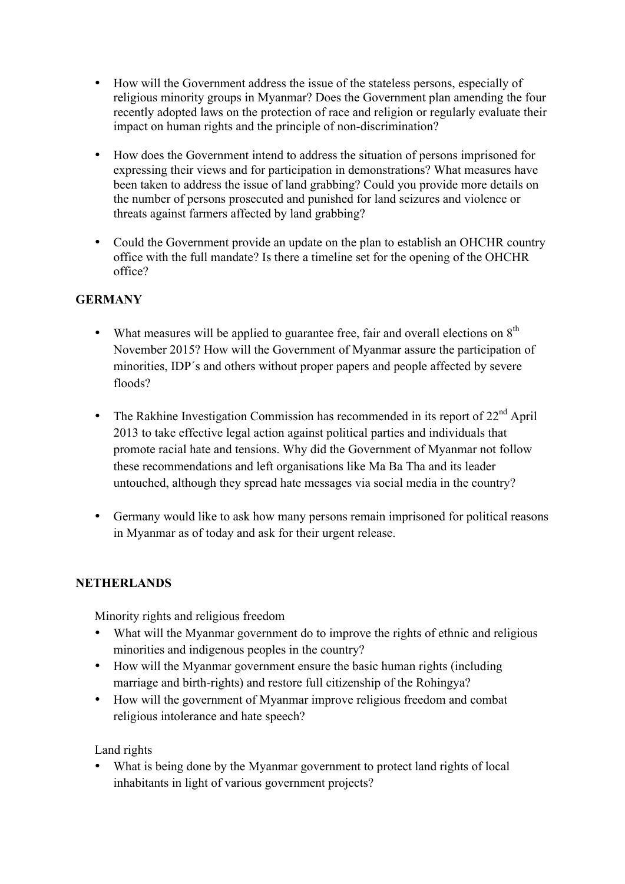- How will the Government address the issue of the stateless persons, especially of religious minority groups in Myanmar? Does the Government plan amending the four recently adopted laws on the protection of race and religion or regularly evaluate their impact on human rights and the principle of non-discrimination?

- How does the Government intend to address the situation of persons imprisoned for expressing their views and for participation in demonstrations? What measures have been taken to address the issue of land grabbing? Could you provide more details on the number of persons prosecuted and punished for land seizures and violence or threats against farmers affected by land grabbing?

- Could the Government provide an update on the plan to establish an OHCHR country office with the full mandate? Is there a timeline set for the opening of the OHCHR office?

**GERMANY**

- What measures will be applied to guarantee free, fair and overall elections on 8th November 2015? How will the Government of Myanmar assure the participation of minorities, IDP´s and others without proper papers and people affected by severe floods?

- The Rakhine Investigation Commission has recommended in its report of 22nd April 2013 to take effective legal action against political parties and individuals that promote racial hate and tensions. Why did the Government of Myanmar not follow these recommendations and left organisations like Ma Ba Tha and its leader untouched, although they spread hate messages via social media in the country?

- Germany would like to ask how many persons remain imprisoned for political reasons in Myanmar as of today and ask for their urgent release.

**NETHERLANDS**

Minority rights and religious freedom

- What will the Myanmar government do to improve the rights of ethnic and religious minorities and indigenous peoples in the country?
- How will the Myanmar government ensure the basic human rights (including marriage and birth-rights) and restore full citizenship of the Rohingya?
- How will the government of Myanmar improve religious freedom and combat religious intolerance and hate speech?

Land rights

- What is being done by the Myanmar government to protect land rights of local inhabitants in light of various government projects?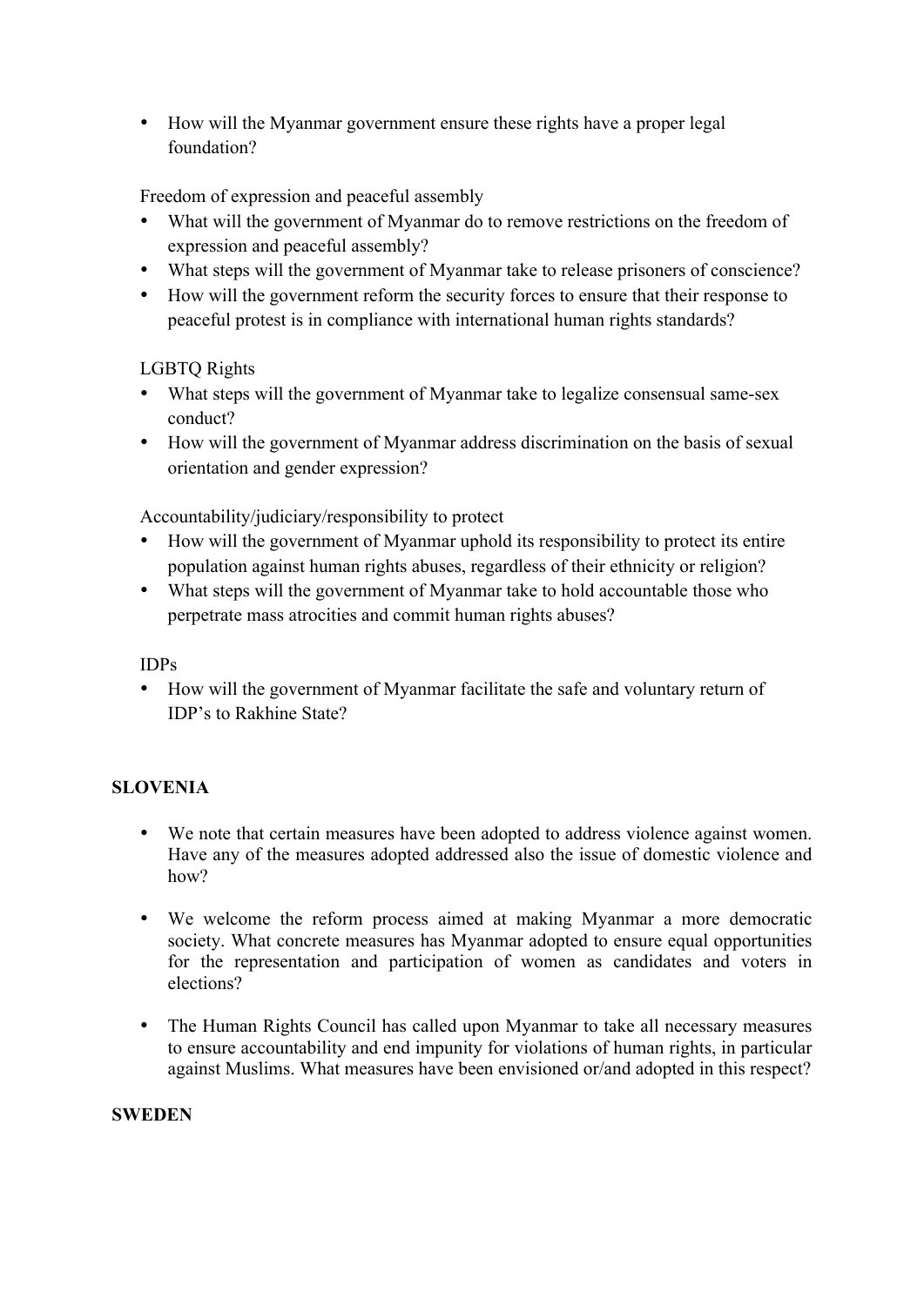- How will the Myanmar government ensure these rights have a proper legal foundation?

Freedom of expression and peaceful assembly

- What will the government of Myanmar do to remove restrictions on the freedom of expression and peaceful assembly?
- What steps will the government of Myanmar take to release prisoners of conscience?
- How will the government reform the security forces to ensure that their response to peaceful protest is in compliance with international human rights standards?

LGBTQ Rights

- What steps will the government of Myanmar take to legalize consensual same-sex conduct?
- How will the government of Myanmar address discrimination on the basis of sexual orientation and gender expression?

Accountability/judiciary/responsibility to protect

- How will the government of Myanmar uphold its responsibility to protect its entire population against human rights abuses, regardless of their ethnicity or religion?
- What steps will the government of Myanmar take to hold accountable those who perpetrate mass atrocities and commit human rights abuses?

IDPs

- How will the government of Myanmar facilitate the safe and voluntary return of IDP's to Rakhine State?

**SLOVENIA**

- We note that certain measures have been adopted to address violence against women. Have any of the measures adopted addressed also the issue of domestic violence and how?

- We welcome the reform process aimed at making Myanmar a more democratic society. What concrete measures has Myanmar adopted to ensure equal opportunities for the representation and participation of women as candidates and voters in elections?

- The Human Rights Council has called upon Myanmar to take all necessary measures to ensure accountability and end impunity for violations of human rights, in particular against Muslims. What measures have been envisioned or/and adopted in this respect?

**SWEDEN**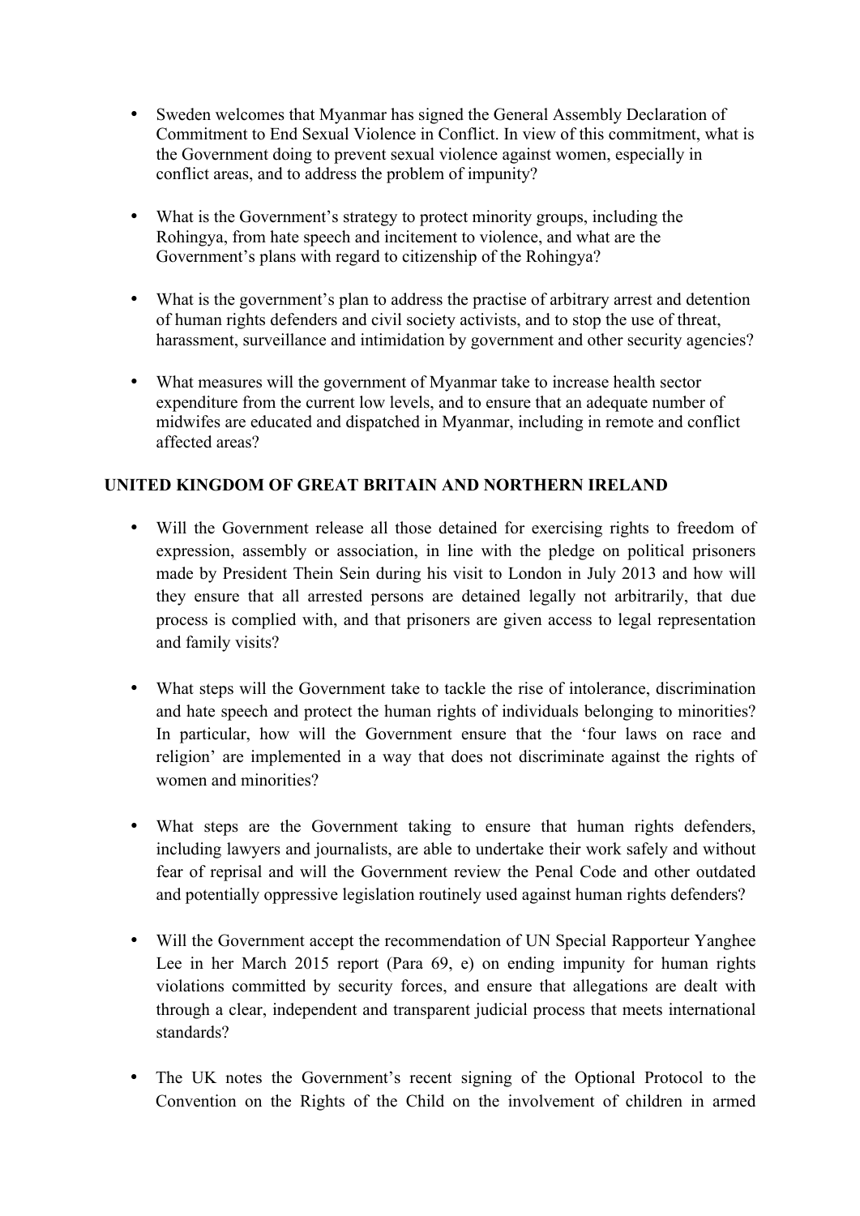- Sweden welcomes that Myanmar has signed the General Assembly Declaration of Commitment to End Sexual Violence in Conflict. In view of this commitment, what is the Government doing to prevent sexual violence against women, especially in conflict areas, and to address the problem of impunity?

- What is the Government's strategy to protect minority groups, including the Rohingya, from hate speech and incitement to violence, and what are the Government's plans with regard to citizenship of the Rohingya?

- What is the government's plan to address the practise of arbitrary arrest and detention of human rights defenders and civil society activists, and to stop the use of threat, harassment, surveillance and intimidation by government and other security agencies?

- What measures will the government of Myanmar take to increase health sector expenditure from the current low levels, and to ensure that an adequate number of midwifes are educated and dispatched in Myanmar, including in remote and conflict affected areas?

**UNITED KINGDOM OF GREAT BRITAIN AND NORTHERN IRELAND**

- Will the Government release all those detained for exercising rights to freedom of expression, assembly or association, in line with the pledge on political prisoners made by President Thein Sein during his visit to London in July 2013 and how will they ensure that all arrested persons are detained legally not arbitrarily, that due process is complied with, and that prisoners are given access to legal representation and family visits?

- What steps will the Government take to tackle the rise of intolerance, discrimination and hate speech and protect the human rights of individuals belonging to minorities? In particular, how will the Government ensure that the 'four laws on race and religion' are implemented in a way that does not discriminate against the rights of women and minorities?

- What steps are the Government taking to ensure that human rights defenders, including lawyers and journalists, are able to undertake their work safely and without fear of reprisal and will the Government review the Penal Code and other outdated and potentially oppressive legislation routinely used against human rights defenders?

- Will the Government accept the recommendation of UN Special Rapporteur Yanghee Lee in her March 2015 report (Para 69, e) on ending impunity for human rights violations committed by security forces, and ensure that allegations are dealt with through a clear, independent and transparent judicial process that meets international standards?

- The UK notes the Government's recent signing of the Optional Protocol to the Convention on the Rights of the Child on the involvement of children in armed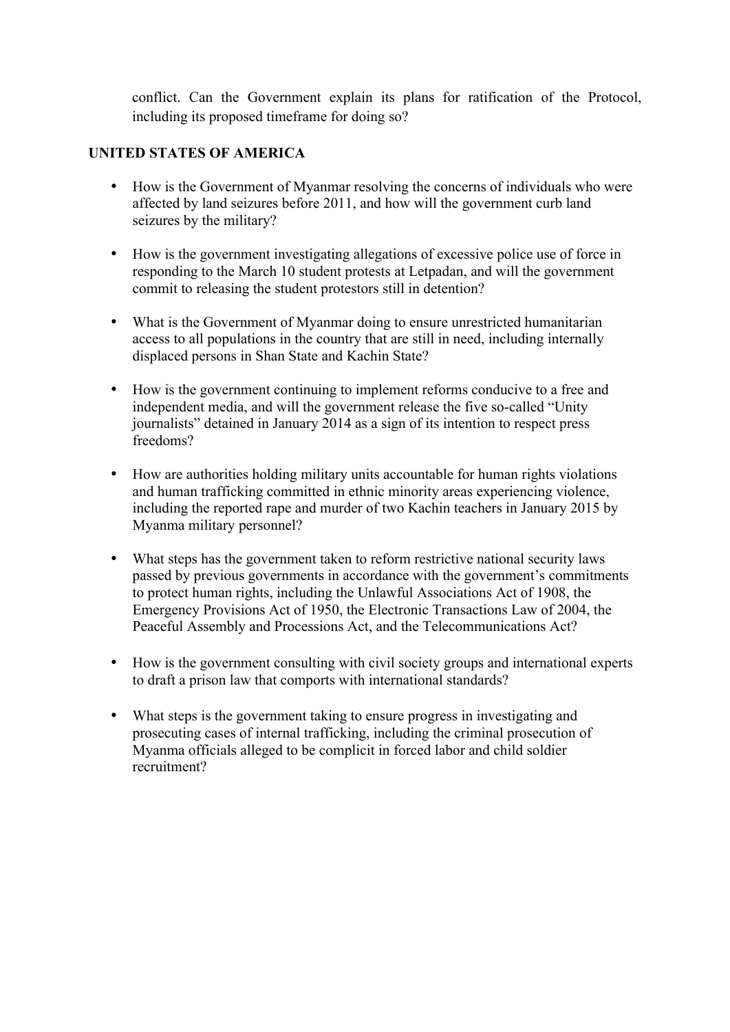conflict. Can the Government explain its plans for ratification of the Protocol, including its proposed timeframe for doing so?

**UNITED STATES OF AMERICA**

- How is the Government of Myanmar resolving the concerns of individuals who were affected by land seizures before 2011, and how will the government curb land seizures by the military?

- How is the government investigating allegations of excessive police use of force in responding to the March 10 student protests at Letpadan, and will the government commit to releasing the student protestors still in detention?

- What is the Government of Myanmar doing to ensure unrestricted humanitarian access to all populations in the country that are still in need, including internally displaced persons in Shan State and Kachin State?

- How is the government continuing to implement reforms conducive to a free and independent media, and will the government release the five so-called "Unity journalists" detained in January 2014 as a sign of its intention to respect press freedoms?

- How are authorities holding military units accountable for human rights violations and human trafficking committed in ethnic minority areas experiencing violence, including the reported rape and murder of two Kachin teachers in January 2015 by Myanma military personnel?

- What steps has the government taken to reform restrictive national security laws passed by previous governments in accordance with the government's commitments to protect human rights, including the Unlawful Associations Act of 1908, the Emergency Provisions Act of 1950, the Electronic Transactions Law of 2004, the Peaceful Assembly and Processions Act, and the Telecommunications Act?

- How is the government consulting with civil society groups and international experts to draft a prison law that comports with international standards?

- What steps is the government taking to ensure progress in investigating and prosecuting cases of internal trafficking, including the criminal prosecution of Myanma officials alleged to be complicit in forced labor and child soldier recruitment?